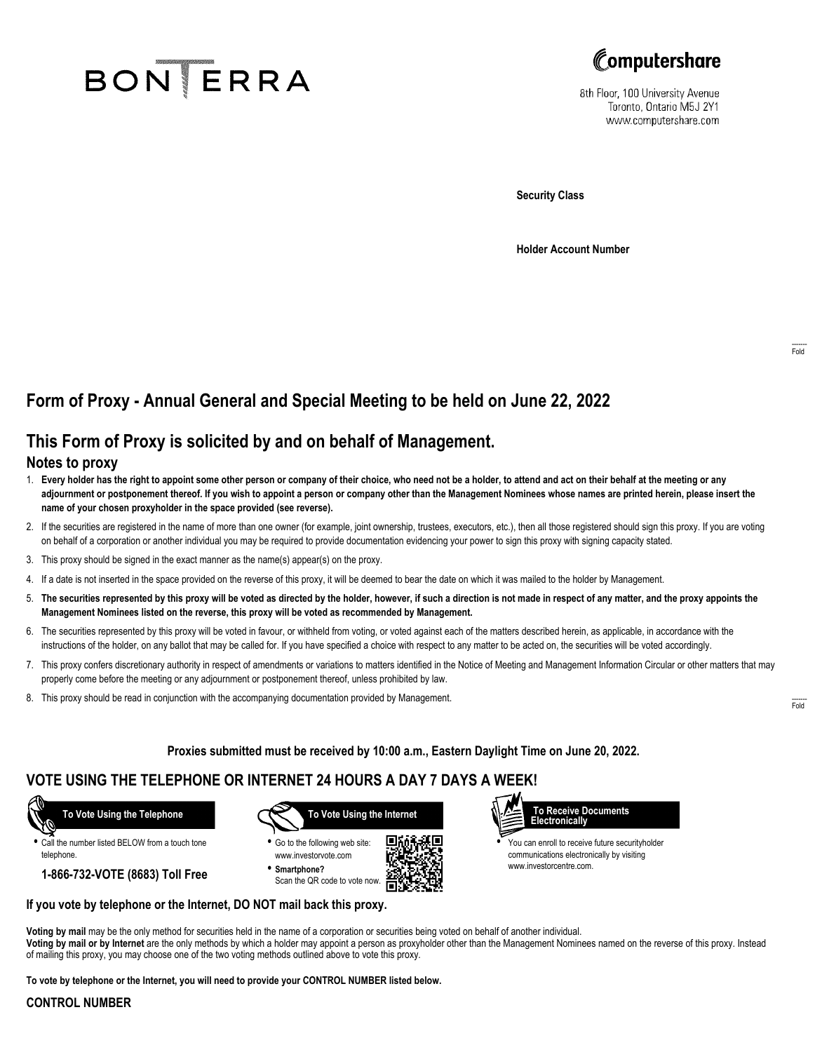BONTERRA

Computershare

8th Floor, 100 University Avenue
Toronto, Ontario M5J 2Y1
www.computershare.com

**Security Class**

**Holder Account Number**

Fold

# Form of Proxy - Annual General and Special Meeting to be held on June 22, 2022

## This Form of Proxy is solicited by and on behalf of Management.

### Notes to proxy

1. **Every holder has the right to appoint some other person or company of their choice, who need not be a holder, to attend and act on their behalf at the meeting or any adjournment or postponement thereof. If you wish to appoint a person or company other than the Management Nominees whose names are printed herein, please insert the name of your chosen proxyholder in the space provided (see reverse).**
2. If the securities are registered in the name of more than one owner (for example, joint ownership, trustees, executors, etc.), then all those registered should sign this proxy. If you are voting on behalf of a corporation or another individual you may be required to provide documentation evidencing your power to sign this proxy with signing capacity stated.
3. This proxy should be signed in the exact manner as the name(s) appear(s) on the proxy.
4. If a date is not inserted in the space provided on the reverse of this proxy, it will be deemed to bear the date on which it was mailed to the holder by Management.
5. **The securities represented by this proxy will be voted as directed by the holder, however, if such a direction is not made in respect of any matter, and the proxy appoints the Management Nominees listed on the reverse, this proxy will be voted as recommended by Management.**
6. The securities represented by this proxy will be voted in favour, or withheld from voting, or voted against each of the matters described herein, as applicable, in accordance with the instructions of the holder, on any ballot that may be called for. If you have specified a choice with respect to any matter to be acted on, the securities will be voted accordingly.
7. This proxy confers discretionary authority in respect of amendments or variations to matters identified in the Notice of Meeting and Management Information Circular or other matters that may properly come before the meeting or any adjournment or postponement thereof, unless prohibited by law.
8. This proxy should be read in conjunction with the accompanying documentation provided by Management.

Fold

**Proxies submitted must be received by 10:00 a.m., Eastern Daylight Time on June 20, 2022.**

## VOTE USING THE TELEPHONE OR INTERNET 24 HOURS A DAY 7 DAYS A WEEK!

**To Vote Using the Telephone**

- Call the number listed BELOW from a touch tone telephone.

**1-866-732-VOTE (8683) Toll Free**

**To Vote Using the Internet**

- Go to the following web site: www.investorvote.com
- **Smartphone?** Scan the QR code to vote now.

**To Receive Documents Electronically**

- You can enroll to receive future securityholder communications electronically by visiting www.investorcentre.com.

**If you vote by telephone or the Internet, DO NOT mail back this proxy.**

**Voting by mail** may be the only method for securities held in the name of a corporation or securities being voted on behalf of another individual.
**Voting by mail or by Internet** are the only methods by which a holder may appoint a person as proxyholder other than the Management Nominees named on the reverse of this proxy. Instead of mailing this proxy, you may choose one of the two voting methods outlined above to vote this proxy.

**To vote by telephone or the Internet, you will need to provide your CONTROL NUMBER listed below.**

**CONTROL NUMBER**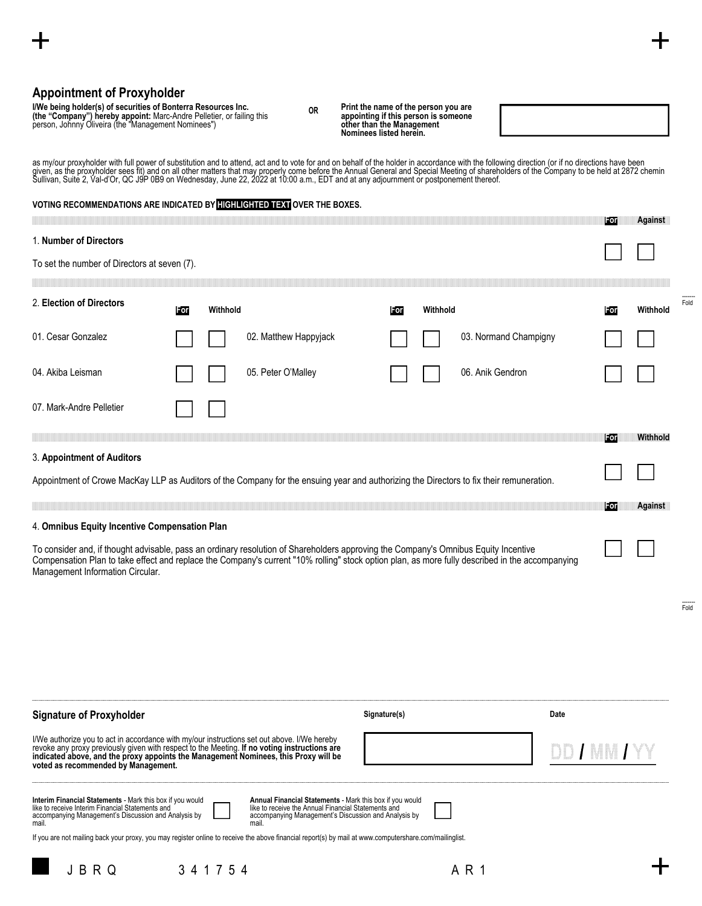## Appointment of Proxyholder

**I/We being holder(s) of securities of Bonterra Resources Inc. (the "Company") hereby appoint:** Marc-Andre Pelletier, or failing this person, Johnny Oliveira (the "Management Nominees")

**OR**

**Print the name of the person you are appointing if this person is someone other than the Management Nominees listed herein.**

as my/our proxyholder with full power of substitution and to attend, act and to vote for and on behalf of the holder in accordance with the following direction (or if no directions have been given, as the proxyholder sees fit) and on all other matters that may properly come before the Annual General and Special Meeting of shareholders of the Company to be held at 2872 chemin Sullivan, Suite 2, Val-d'Or, QC J9P 0B9 on Wednesday, June 22, 2022 at 10:00 a.m., EDT and at any adjournment or postponement thereof.

**VOTING RECOMMENDATIONS ARE INDICATED BY HIGHLIGHTED TEXT OVER THE BOXES.**

| | For | Against |
|---|---|---|
| 1. **Number of Directors**<br>To set the number of Directors at seven (7). | ☐ | ☐ |

2. **Election of Directors**

| | For | Withhold | | For | Withhold | | For | Withhold |
|---|---|---|---|---|---|---|---|---|
| 01. Cesar Gonzalez | ☐ | ☐ | 02. Matthew Happyjack | ☐ | ☐ | 03. Normand Champigny | ☐ | ☐ |
| 04. Akiba Leisman | ☐ | ☐ | 05. Peter O'Malley | ☐ | ☐ | 06. Anik Gendron | ☐ | ☐ |
| 07. Mark-Andre Pelletier | ☐ | ☐ | | | | | | |

| | For | Withhold |
|---|---|---|
| 3. **Appointment of Auditors**<br>Appointment of Crowe MacKay LLP as Auditors of the Company for the ensuing year and authorizing the Directors to fix their remuneration. | ☐ | ☐ |

| | For | Against |
|---|---|---|
| 4. **Omnibus Equity Incentive Compensation Plan**<br>To consider and, if thought advisable, pass an ordinary resolution of Shareholders approving the Company's Omnibus Equity Incentive Compensation Plan to take effect and replace the Company's current "10% rolling" stock option plan, as more fully described in the accompanying Management Information Circular. | ☐ | ☐ |

Fold

Fold

### Signature of Proxyholder

I/We authorize you to act in accordance with my/our instructions set out above. I/We hereby revoke any proxy previously given with respect to the Meeting. **If no voting instructions are indicated above, and the proxy appoints the Management Nominees, this Proxy will be voted as recommended by Management.**

**Signature(s)**

**Date**

DD / MM / YY

**Interim Financial Statements** - Mark this box if you would like to receive Interim Financial Statements and accompanying Management's Discussion and Analysis by mail. ☐

**Annual Financial Statements** - Mark this box if you would like to receive the Annual Financial Statements and accompanying Management's Discussion and Analysis by mail. ☐

If you are not mailing back your proxy, you may register online to receive the above financial report(s) by mail at www.computershare.com/mailinglist.

J B R Q 3 4 1 7 5 4 A R 1